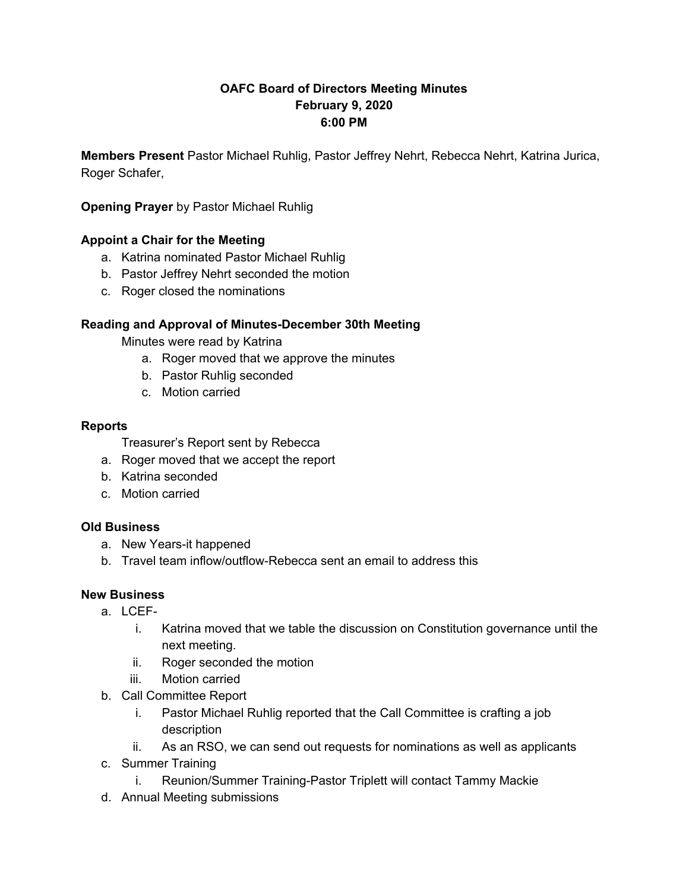# OAFC Board of Directors Meeting Minutes
## February 9, 2020
## 6:00 PM

**Members Present** Pastor Michael Ruhlig, Pastor Jeffrey Nehrt, Rebecca Nehrt, Katrina Jurica, Roger Schafer,

**Opening Prayer** by Pastor Michael Ruhlig

**Appoint a Chair for the Meeting**

a. Katrina nominated Pastor Michael Ruhlig
b. Pastor Jeffrey Nehrt seconded the motion
c. Roger closed the nominations

**Reading and Approval of Minutes-December 30th Meeting**

Minutes were read by Katrina

a. Roger moved that we approve the minutes
b. Pastor Ruhlig seconded
c. Motion carried

**Reports**

Treasurer's Report sent by Rebecca

a. Roger moved that we accept the report
b. Katrina seconded
c. Motion carried

**Old Business**

a. New Years-it happened
b. Travel team inflow/outflow-Rebecca sent an email to address this

**New Business**

a. LCEF-
   i. Katrina moved that we table the discussion on Constitution governance until the next meeting.
   ii. Roger seconded the motion
   iii. Motion carried
b. Call Committee Report
   i. Pastor Michael Ruhlig reported that the Call Committee is crafting a job description
   ii. As an RSO, we can send out requests for nominations as well as applicants
c. Summer Training
   i. Reunion/Summer Training-Pastor Triplett will contact Tammy Mackie
d. Annual Meeting submissions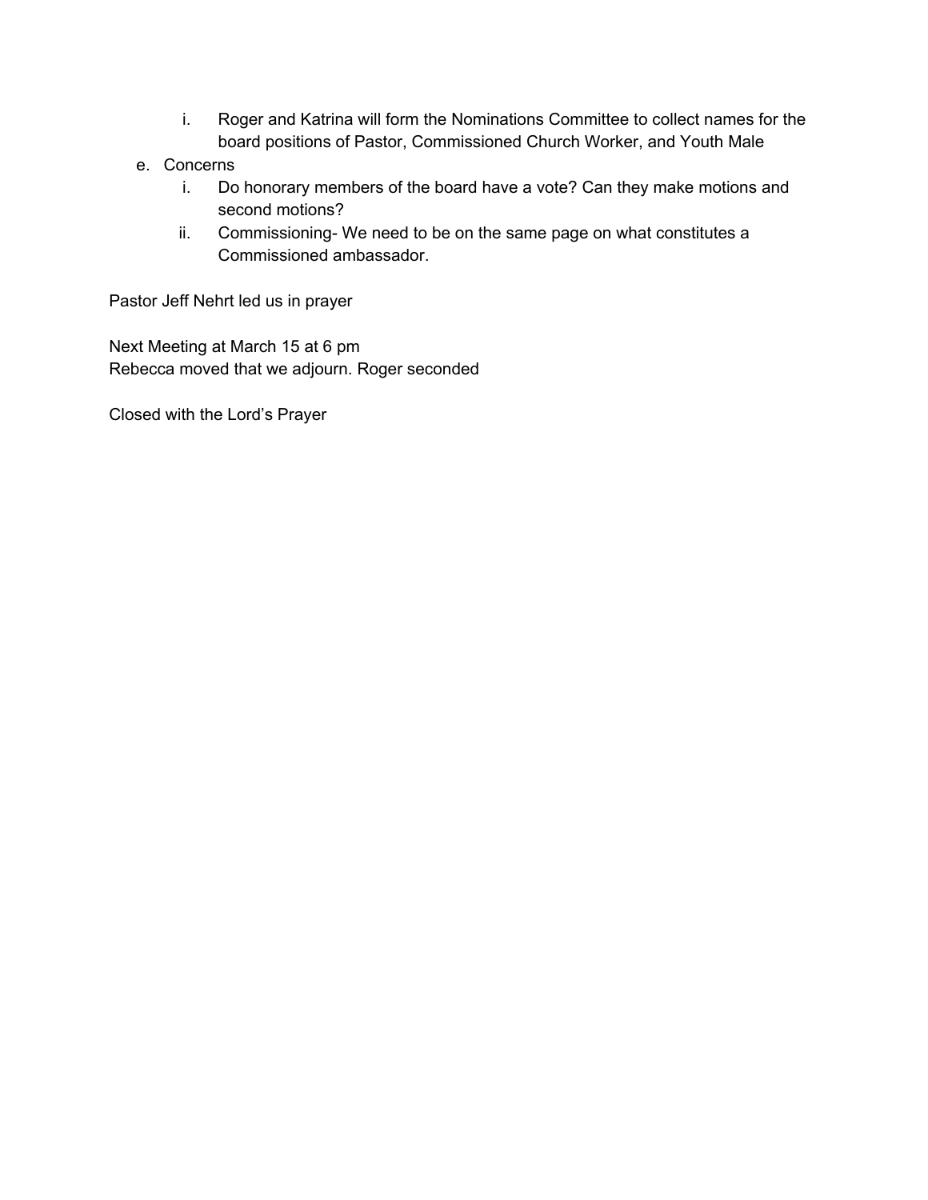i. Roger and Katrina will form the Nominations Committee to collect names for the board positions of Pastor, Commissioned Church Worker, and Youth Male

e. Concerns
    i. Do honorary members of the board have a vote? Can they make motions and second motions?
    ii. Commissioning- We need to be on the same page on what constitutes a Commissioned ambassador.

Pastor Jeff Nehrt led us in prayer

Next Meeting at March 15 at 6 pm
Rebecca moved that we adjourn. Roger seconded

Closed with the Lord's Prayer